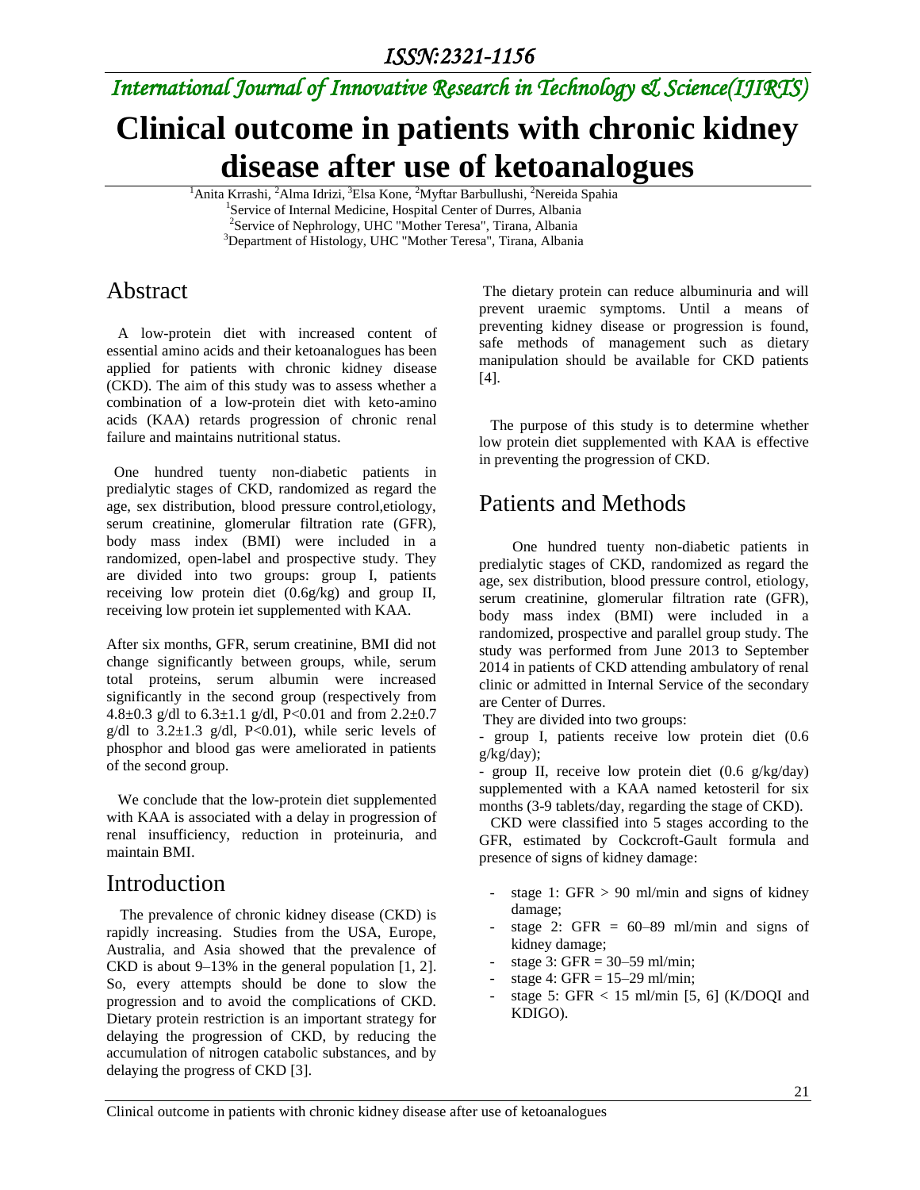# Clinical outcome in patients with chronic kidney disease after use of ketoanalogues

[1]Anita Krrashi, [2]Alma Idrizi, [3]Elsa Kone, [2]Myftar Barbullushi, [2]Nereida Spahia

[1]Service of Internal Medicine, Hospital Center of Durres, Albania

[2]Service of Nephrology, UHC "Mother Teresa", Tirana, Albania

[3]Department of Histology, UHC "Mother Teresa", Tirana, Albania

## Abstract

A low-protein diet with increased content of essential amino acids and their ketoanalogues has been applied for patients with chronic kidney disease (CKD). The aim of this study was to assess whether a combination of a low-protein diet with keto-amino acids (KAA) retards progression of chronic renal failure and maintains nutritional status.

One hundred tuenty non-diabetic patients in predialytic stages of CKD, randomized as regard the age, sex distribution, blood pressure control,etiology, serum creatinine, glomerular filtration rate (GFR), body mass index (BMI) were included in a randomized, open-label and prospective study. They are divided into two groups: group I, patients receiving low protein diet (0.6g/kg) and group II, receiving low protein iet supplemented with KAA.

After six months, GFR, serum creatinine, BMI did not change significantly between groups, while, serum total proteins, serum albumin were increased significantly in the second group (respectively from 4.8±0.3 g/dl to 6.3±1.1 g/dl, $P<0.01$ and from 2.2±0.7 g/dl to 3.2±1.3 g/dl, $P<0.01$), while seric levels of phosphor and blood gas were ameliorated in patients of the second group.

We conclude that the low-protein diet supplemented with KAA is associated with a delay in progression of renal insufficiency, reduction in proteinuria, and maintain BMI.

## Introduction

The prevalence of chronic kidney disease (CKD) is rapidly increasing. Studies from the USA, Europe, Australia, and Asia showed that the prevalence of CKD is about 9–13% in the general population [1, 2]. So, every attempts should be done to slow the progression and to avoid the complications of CKD. Dietary protein restriction is an important strategy for delaying the progression of CKD, by reducing the accumulation of nitrogen catabolic substances, and by delaying the progress of CKD [3].

The dietary protein can reduce albuminuria and will prevent uraemic symptoms. Until a means of preventing kidney disease or progression is found, safe methods of management such as dietary manipulation should be available for CKD patients [4].

The purpose of this study is to determine whether low protein diet supplemented with KAA is effective in preventing the progression of CKD.

## Patients and Methods

One hundred tuenty non-diabetic patients in predialytic stages of CKD, randomized as regard the age, sex distribution, blood pressure control, etiology, serum creatinine, glomerular filtration rate (GFR), body mass index (BMI) were included in a randomized, prospective and parallel group study. The study was performed from June 2013 to September 2014 in patients of CKD attending ambulatory of renal clinic or admitted in Internal Service of the secondary are Center of Durres.

They are divided into two groups:

- group I, patients receive low protein diet (0.6 g/kg/day);
- group II, receive low protein diet (0.6 g/kg/day) supplemented with a KAA named ketosteril for six months (3-9 tablets/day, regarding the stage of CKD).

CKD were classified into 5 stages according to the GFR, estimated by Cockcroft-Gault formula and presence of signs of kidney damage:

- stage 1: GFR > 90 ml/min and signs of kidney damage;
- stage 2: GFR = 60–89 ml/min and signs of kidney damage;
- stage 3: GFR = 30–59 ml/min;
- stage 4: GFR = 15–29 ml/min;
- stage 5: GFR < 15 ml/min [5, 6] (K/DOQI and KDIGO).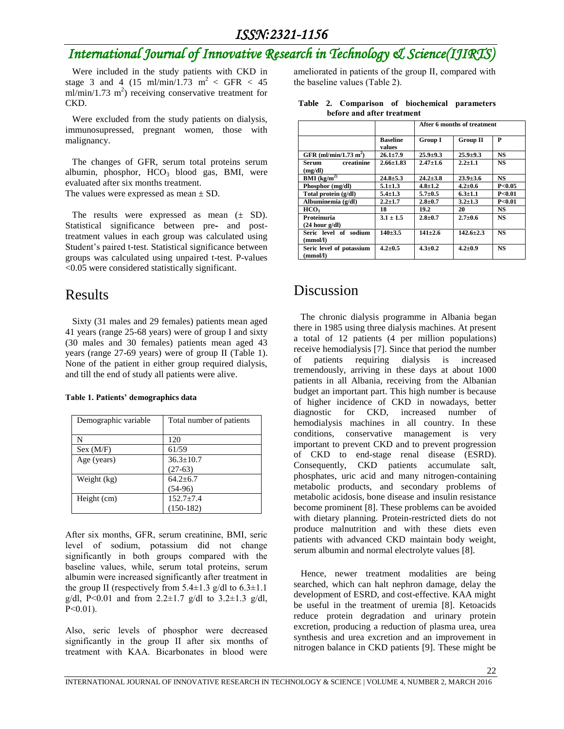Were included in the study patients with CKD in stage 3 and 4 (15 ml/min/1.73 $m^2$ < GFR < 45 ml/min/1.73 $m^2$) receiving conservative treatment for CKD.

Were excluded from the study patients on dialysis, immunosupressed, pregnant women, those with malignancy.

The changes of GFR, serum total proteins serum albumin, phosphor, $HCO_3$ blood gas, BMI, were evaluated after six months treatment.
The values were expressed as mean ± SD.

The results were expressed as mean (± SD). Statistical significance between pre- and post-treatment values in each group was calculated using Student's paired t-test. Statistical significance between groups was calculated using unpaired t-test. P-values <0.05 were considered statistically significant.

# Results

Sixty (31 males and 29 females) patients mean aged 41 years (range 25-68 years) were of group I and sixty (30 males and 30 females) patients mean aged 43 years (range 27-69 years) were of group II (Table 1). None of the patient in either group required dialysis, and till the end of study all patients were alive.

**Table 1. Patients' demographics data**

| Demographic variable | Total number of patients |
|---|---|
| N | 120 |
| Sex (M/F) | 61/59 |
| Age (years) | 36.3±10.7 (27-63) |
| Weight (kg) | 64.2±6.7 (54-96) |
| Height (cm) | 152.7±7.4 (150-182) |

After six months, GFR, serum creatinine, BMI, seric level of sodium, potassium did not change significantly in both groups compared with the baseline values, while, serum total proteins, serum albumin were increased significantly after treatment in the group II (respectively from 5.4±1.3 g/dl to 6.3±1.1 g/dl, P<0.01 and from 2.2±1.7 g/dl to 3.2±1.3 g/dl, P<0.01).

Also, seric levels of phosphor were decreased significantly in the group II after six months of treatment with KAA. Bicarbonates in blood were ameliorated in patients of the group II, compared with the baseline values (Table 2).

**Table 2. Comparison of biochemical parameters before and after treatment**

| | | After 6 months of treatment | | |
|---|---|---|---|---|
| | **Baseline values** | **Group I** | **Group II** | **P** |
| **GFR (ml/min/1.73 $m^2$)** | **26.1±7.9** | **25.9±9.3** | **25.9±9.3** | **NS** |
| **Serum creatinine (mg/dl)** | **2.66±1.83** | **2.47±1.6** | **2.2±1.1** | **NS** |
| **BMI ($kg/m^2$)** | **24.8±5.3** | **24.2±3.8** | **23.9±3.6** | **NS** |
| **Phosphor (mg/dl)** | **5.1±1.3** | **4.8±1.2** | **4.2±0.6** | **P<0.05** |
| **Total protein (g/dl)** | **5.4±1.3** | **5.7±0.5** | **6.3±1.1** | **P<0.01** |
| **Albuminemia (g/dl)** | **2.2±1.7** | **2.8±0.7** | **3.2±1.3** | **P<0.01** |
| **$HCO_3$** | **18** | **19.2** | **20** | **NS** |
| **Proteinuria (24 hour g/dl)** | **3.1 ± 1.5** | **2.8±0.7** | **2.7±0.6** | **NS** |
| **Seric level of sodium (mmol/l)** | **140±3.5** | **141±2.6** | **142.6±2.3** | **NS** |
| **Seric level of potassium (mmol/l)** | **4.2±0.5** | **4.3±0.2** | **4.2±0.9** | **NS** |

# Discussion

The chronic dialysis programme in Albania began there in 1985 using three dialysis machines. At present a total of 12 patients (4 per million populations) receive hemodialysis [7]. Since that period the number of patients requiring dialysis is increased tremendously, arriving in these days at about 1000 patients in all Albania, receiving from the Albanian budget an important part. This high number is because of higher incidence of CKD in nowadays, better diagnostic for CKD, increased number of hemodialysis machines in all country. In these conditions, conservative management is very important to prevent CKD and to prevent progression of CKD to end-stage renal disease (ESRD). Consequently, CKD patients accumulate salt, phosphates, uric acid and many nitrogen-containing metabolic products, and secondary problems of metabolic acidosis, bone disease and insulin resistance become prominent [8]. These problems can be avoided with dietary planning. Protein-restricted diets do not produce malnutrition and with these diets even patients with advanced CKD maintain body weight, serum albumin and normal electrolyte values [8].

Hence, newer treatment modalities are being searched, which can halt nephron damage, delay the development of ESRD, and cost-effective. KAA might be useful in the treatment of uremia [8]. Ketoacids reduce protein degradation and urinary protein excretion, producing a reduction of plasma urea, urea synthesis and urea excretion and an improvement in nitrogen balance in CKD patients [9]. These might be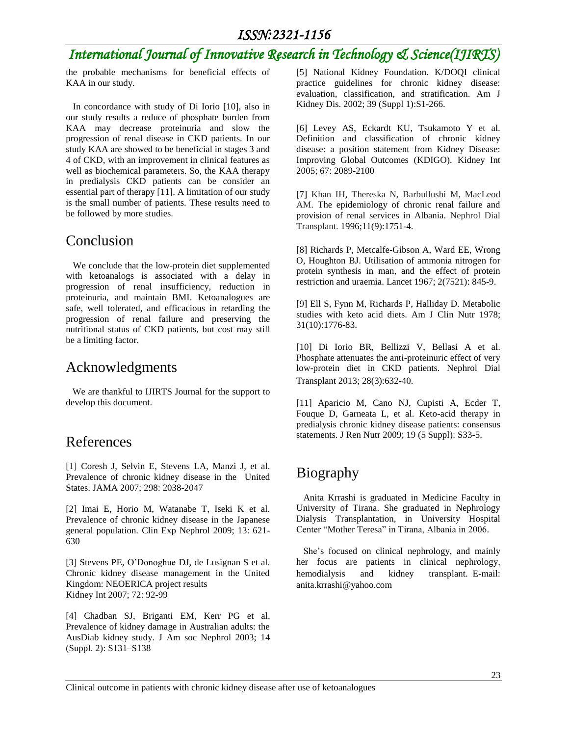the probable mechanisms for beneficial effects of KAA in our study.

In concordance with study of Di Iorio [10], also in our study results a reduce of phosphate burden from KAA may decrease proteinuria and slow the progression of renal disease in CKD patients. In our study KAA are showed to be beneficial in stages 3 and 4 of CKD, with an improvement in clinical features as well as biochemical parameters. So, the KAA therapy in predialysis CKD patients can be consider an essential part of therapy [11]. A limitation of our study is the small number of patients. These results need to be followed by more studies.

## Conclusion

We conclude that the low-protein diet supplemented with ketoanalogs is associated with a delay in progression of renal insufficiency, reduction in proteinuria, and maintain BMI. Ketoanalogues are safe, well tolerated, and efficacious in retarding the progression of renal failure and preserving the nutritional status of CKD patients, but cost may still be a limiting factor.

## Acknowledgments

We are thankful to IJIRTS Journal for the support to develop this document.

## References

[1] Coresh J, Selvin E, Stevens LA, Manzi J, et al. Prevalence of chronic kidney disease in the United States. JAMA 2007; 298: 2038-2047

[2] Imai E, Horio M, Watanabe T, Iseki K et al. Prevalence of chronic kidney disease in the Japanese general population. Clin Exp Nephrol 2009; 13: 621-630

[3] Stevens PE, O'Donoghue DJ, de Lusignan S et al. Chronic kidney disease management in the United Kingdom: NEOERICA project results Kidney Int 2007; 72: 92-99

[4] Chadban SJ, Briganti EM, Kerr PG et al. Prevalence of kidney damage in Australian adults: the AusDiab kidney study. J Am soc Nephrol 2003; 14 (Suppl. 2): S131–S138

[5] National Kidney Foundation. K/DOQI clinical practice guidelines for chronic kidney disease: evaluation, classification, and stratification. Am J Kidney Dis. 2002; 39 (Suppl 1):S1-266.

[6] Levey AS, Eckardt KU, Tsukamoto Y et al. Definition and classification of chronic kidney disease: a position statement from Kidney Disease: Improving Global Outcomes (KDIGO). Kidney Int 2005; 67: 2089-2100

[7] Khan IH, Thereska N, Barbullushi M, MacLeod AM. The epidemiology of chronic renal failure and provision of renal services in Albania. Nephrol Dial Transplant. 1996;11(9):1751-4.

[8] Richards P, Metcalfe-Gibson A, Ward EE, Wrong O, Houghton BJ. Utilisation of ammonia nitrogen for protein synthesis in man, and the effect of protein restriction and uraemia. Lancet 1967; 2(7521): 845-9.

[9] Ell S, Fynn M, Richards P, Halliday D. Metabolic studies with keto acid diets. Am J Clin Nutr 1978; 31(10):1776-83.

[10] Di Iorio BR, Bellizzi V, Bellasi A et al. Phosphate attenuates the anti-proteinuric effect of very low-protein diet in CKD patients. Nephrol Dial Transplant 2013; 28(3):632-40.

[11] Aparicio M, Cano NJ, Cupisti A, Ecder T, Fouque D, Garneata L, et al. Keto-acid therapy in predialysis chronic kidney disease patients: consensus statements. J Ren Nutr 2009; 19 (5 Suppl): S33-5.

## Biography

Anita Krrashi is graduated in Medicine Faculty in University of Tirana. She graduated in Nephrology Dialysis Transplantation, in University Hospital Center "Mother Teresa" in Tirana, Albania in 2006.

She's focused on clinical nephrology, and mainly her focus are patients in clinical nephrology, hemodialysis and kidney transplant. E-mail: anita.krrashi@yahoo.com